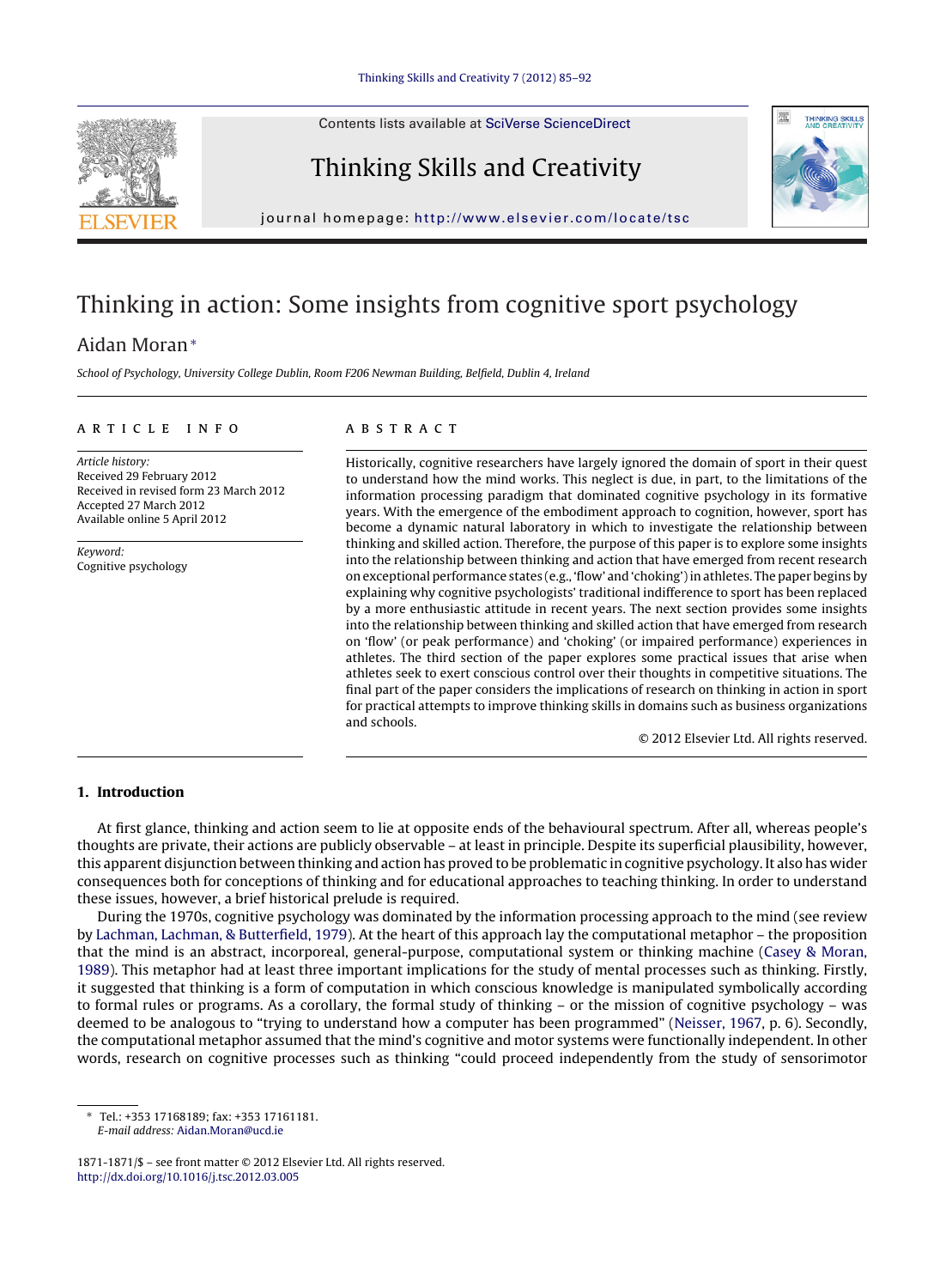Contents lists available at SciVerse ScienceDirect

# Thinking Skills and Creativity

journal homepage: http://www.elsevier.com/locate/tsc

# Thinking in action: Some insights from cognitive sport psychology

Aidan Moran*

*School of Psychology, University College Dublin, Room F206 Newman Building, Belfield, Dublin 4, Ireland*

**ARTICLE INFO**

*Article history:*
Received 29 February 2012
Received in revised form 23 March 2012
Accepted 27 March 2012
Available online 5 April 2012

*Keyword:*
Cognitive psychology

**ABSTRACT**

Historically, cognitive researchers have largely ignored the domain of sport in their quest to understand how the mind works. This neglect is due, in part, to the limitations of the information processing paradigm that dominated cognitive psychology in its formative years. With the emergence of the embodiment approach to cognition, however, sport has become a dynamic natural laboratory in which to investigate the relationship between thinking and skilled action. Therefore, the purpose of this paper is to explore some insights into the relationship between thinking and action that have emerged from recent research on exceptional performance states (e.g., 'flow' and 'choking') in athletes. The paper begins by explaining why cognitive psychologists' traditional indifference to sport has been replaced by a more enthusiastic attitude in recent years. The next section provides some insights into the relationship between thinking and skilled action that have emerged from research on 'flow' (or peak performance) and 'choking' (or impaired performance) experiences in athletes. The third section of the paper explores some practical issues that arise when athletes seek to exert conscious control over their thoughts in competitive situations. The final part of the paper considers the implications of research on thinking in action in sport for practical attempts to improve thinking skills in domains such as business organizations and schools.

© 2012 Elsevier Ltd. All rights reserved.

## 1. Introduction

At first glance, thinking and action seem to lie at opposite ends of the behavioural spectrum. After all, whereas people's thoughts are private, their actions are publicly observable – at least in principle. Despite its superficial plausibility, however, this apparent disjunction between thinking and action has proved to be problematic in cognitive psychology. It also has wider consequences both for conceptions of thinking and for educational approaches to teaching thinking. In order to understand these issues, however, a brief historical prelude is required.

During the 1970s, cognitive psychology was dominated by the information processing approach to the mind (see review by Lachman, Lachman, & Butterfield, 1979). At the heart of this approach lay the computational metaphor – the proposition that the mind is an abstract, incorporeal, general-purpose, computational system or thinking machine (Casey & Moran, 1989). This metaphor had at least three important implications for the study of mental processes such as thinking. Firstly, it suggested that thinking is a form of computation in which conscious knowledge is manipulated symbolically according to formal rules or programs. As a corollary, the formal study of thinking – or the mission of cognitive psychology – was deemed to be analogous to "trying to understand how a computer has been programmed" (Neisser, 1967, p. 6). Secondly, the computational metaphor assumed that the mind's cognitive and motor systems were functionally independent. In other words, research on cognitive processes such as thinking "could proceed independently from the study of sensorimotor

---

* Tel.: +353 17168189; fax: +353 17161181.
*E-mail address:* Aidan.Moran@ucd.ie

1871-1871/$ – see front matter © 2012 Elsevier Ltd. All rights reserved.
http://dx.doi.org/10.1016/j.tsc.2012.03.005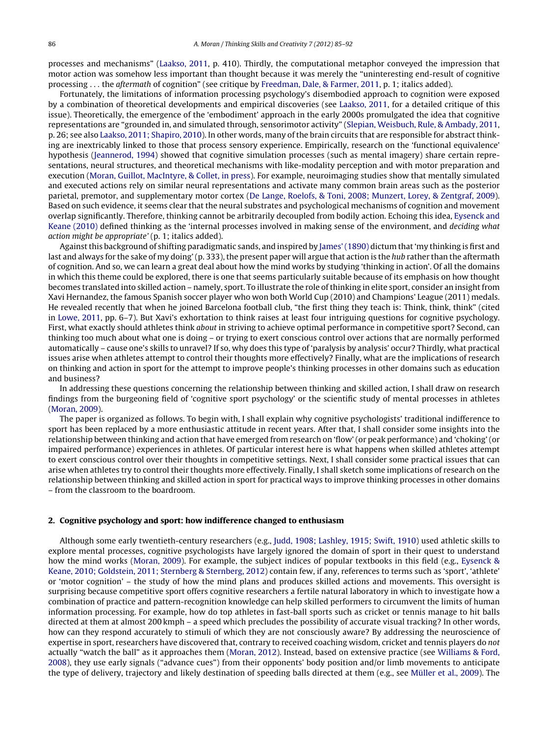processes and mechanisms" (Laakso, 2011, p. 410). Thirdly, the computational metaphor conveyed the impression that motor action was somehow less important than thought because it was merely the "uninteresting end-result of cognitive processing . . . the *aftermath* of cognition" (see critique by Freedman, Dale, & Farmer, 2011, p. 1; italics added).

Fortunately, the limitations of information processing psychology's disembodied approach to cognition were exposed by a combination of theoretical developments and empirical discoveries (see Laakso, 2011, for a detailed critique of this issue). Theoretically, the emergence of the 'embodiment' approach in the early 2000s promulgated the idea that cognitive representations are "grounded in, and simulated through, sensorimotor activity" (Slepian, Weisbuch, Rule, & Ambady, 2011, p. 26; see also Laakso, 2011; Shapiro, 2010). In other words, many of the brain circuits that are responsible for abstract thinking are inextricably linked to those that process sensory experience. Empirically, research on the 'functional equivalence' hypothesis (Jeannerod, 1994) showed that cognitive simulation processes (such as mental imagery) share certain representations, neural structures, and theoretical mechanisms with like-modality perception and with motor preparation and execution (Moran, Guillot, MacIntyre, & Collet, in press). For example, neuroimaging studies show that mentally simulated and executed actions rely on similar neural representations and activate many common brain areas such as the posterior parietal, premotor, and supplementary motor cortex (De Lange, Roelofs, & Toni, 2008; Munzert, Lorey, & Zentgraf, 2009). Based on such evidence, it seems clear that the neural substrates and psychological mechanisms of cognition and movement overlap significantly. Therefore, thinking cannot be arbitrarily decoupled from bodily action. Echoing this idea, Eysenck and Keane (2010) defined thinking as the 'internal processes involved in making sense of the environment, and *deciding what action might be appropriate*' (p. 1; italics added).

Against this background of shifting paradigmatic sands, and inspired by James' (1890) dictum that 'my thinking is first and last and always for the sake of my doing' (p. 333), the present paper will argue that action is the *hub* rather than the aftermath of cognition. And so, we can learn a great deal about how the mind works by studying 'thinking in action'. Of all the domains in which this theme could be explored, there is one that seems particularly suitable because of its emphasis on how thought becomes translated into skilled action – namely, sport. To illustrate the role of thinking in elite sport, consider an insight from Xavi Hernandez, the famous Spanish soccer player who won both World Cup (2010) and Champions' League (2011) medals. He revealed recently that when he joined Barcelona football club, "the first thing they teach is: Think, think, think" (cited in Lowe, 2011, pp. 6–7). But Xavi's exhortation to think raises at least four intriguing questions for cognitive psychology. First, what exactly should athletes think *about* in striving to achieve optimal performance in competitive sport? Second, can thinking too much about what one is doing – or trying to exert conscious control over actions that are normally performed automatically – cause one's skills to unravel? If so, why does this type of 'paralysis by analysis' occur? Thirdly, what practical issues arise when athletes attempt to control their thoughts more effectively? Finally, what are the implications of research on thinking and action in sport for the attempt to improve people's thinking processes in other domains such as education and business?

In addressing these questions concerning the relationship between thinking and skilled action, I shall draw on research findings from the burgeoning field of 'cognitive sport psychology' or the scientific study of mental processes in athletes (Moran, 2009).

The paper is organized as follows. To begin with, I shall explain why cognitive psychologists' traditional indifference to sport has been replaced by a more enthusiastic attitude in recent years. After that, I shall consider some insights into the relationship between thinking and action that have emerged from research on 'flow' (or peak performance) and 'choking' (or impaired performance) experiences in athletes. Of particular interest here is what happens when skilled athletes attempt to exert conscious control over their thoughts in competitive settings. Next, I shall consider some practical issues that can arise when athletes try to control their thoughts more effectively. Finally, I shall sketch some implications of research on the relationship between thinking and skilled action in sport for practical ways to improve thinking processes in other domains – from the classroom to the boardroom.

## 2. Cognitive psychology and sport: how indifference changed to enthusiasm

Although some early twentieth-century researchers (e.g., Judd, 1908; Lashley, 1915; Swift, 1910) used athletic skills to explore mental processes, cognitive psychologists have largely ignored the domain of sport in their quest to understand how the mind works (Moran, 2009). For example, the subject indices of popular textbooks in this field (e.g., Eysenck & Keane, 2010; Goldstein, 2011; Sternberg & Sternberg, 2012) contain few, if any, references to terms such as 'sport', 'athlete' or 'motor cognition' – the study of how the mind plans and produces skilled actions and movements. This oversight is surprising because competitive sport offers cognitive researchers a fertile natural laboratory in which to investigate how a combination of practice and pattern-recognition knowledge can help skilled performers to circumvent the limits of human information processing. For example, how do top athletes in fast-ball sports such as cricket or tennis manage to hit balls directed at them at almost 200 kmph – a speed which precludes the possibility of accurate visual tracking? In other words, how can they respond accurately to stimuli of which they are not consciously aware? By addressing the neuroscience of expertise in sport, researchers have discovered that, contrary to received coaching wisdom, cricket and tennis players do *not* actually "watch the ball" as it approaches them (Moran, 2012). Instead, based on extensive practice (see Williams & Ford, 2008), they use early signals ("advance cues") from their opponents' body position and/or limb movements to anticipate the type of delivery, trajectory and likely destination of speeding balls directed at them (e.g., see Müller et al., 2009). The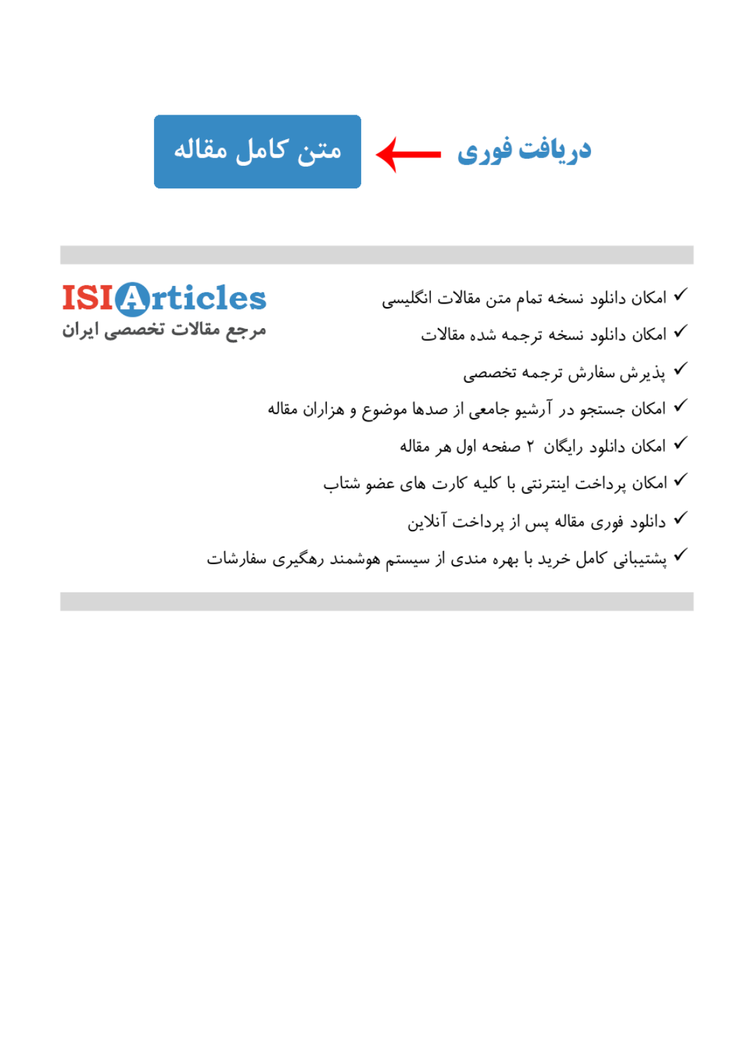دریافت فوری ← **متن کامل مقاله**

**ISIArticles**
مرجع مقالات تخصصی ایران

- ✓ امکان دانلود نسخه تمام متن مقالات انگلیسی
- ✓ امکان دانلود نسخه ترجمه شده مقالات
- ✓ پذیرش سفارش ترجمه تخصصی
- ✓ امکان جستجو در آرشیو جامعی از صدها موضوع و هزاران مقاله
- ✓ امکان دانلود رایگان ۲ صفحه اول هر مقاله
- ✓ امکان پرداخت اینترنتی با کلیه کارت های عضو شتاب
- ✓ دانلود فوری مقاله پس از پرداخت آنلاین
- ✓ پشتیبانی کامل خرید با بهره مندی از سیستم هوشمند رهگیری سفارشات